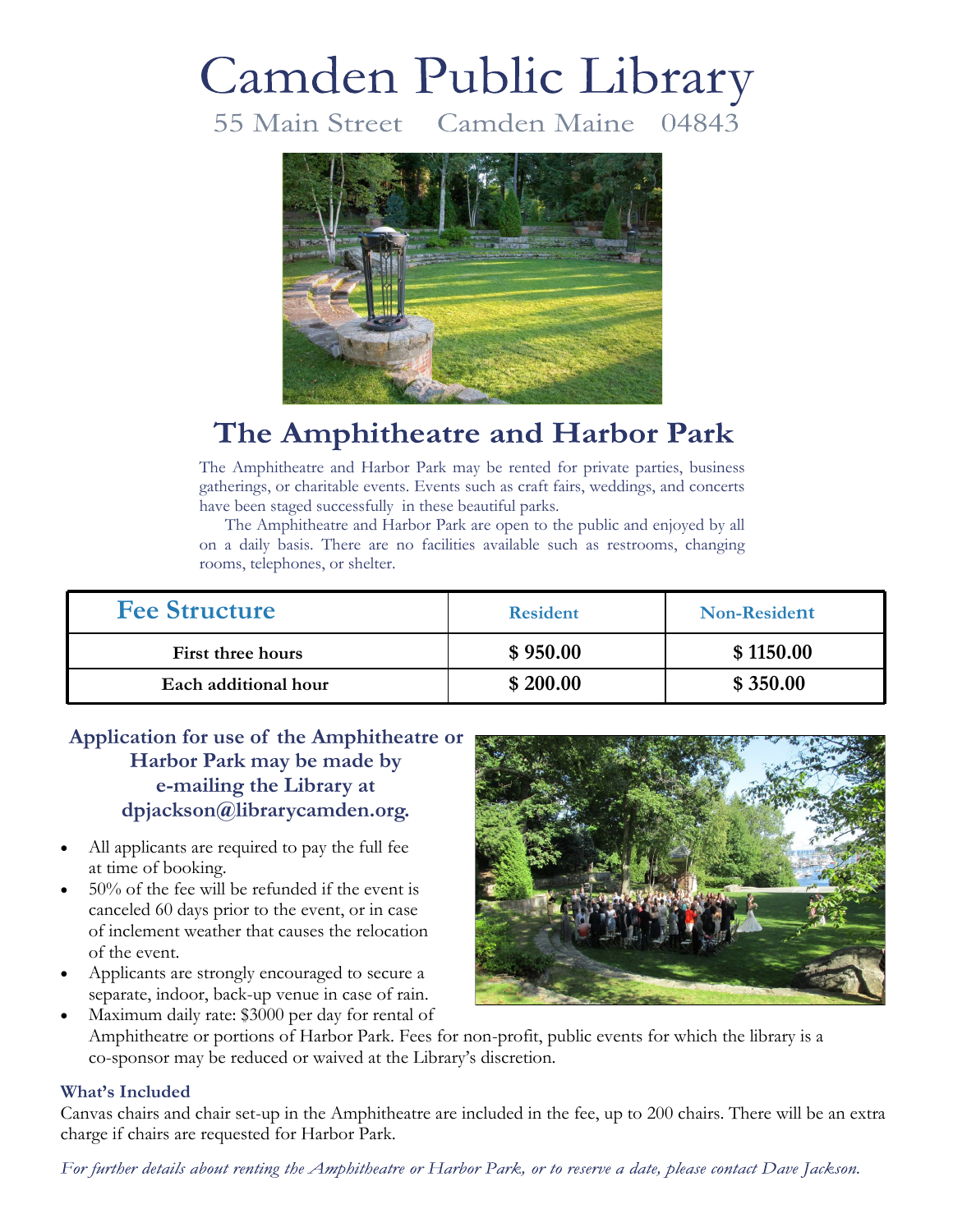# Camden Public Library

55 Main Street Camden Maine 04843

## The Amphitheatre and Harbor Park

The Amphitheatre and Harbor Park may be rented for private parties, business gatherings, or charitable events. Events such as craft fairs, weddings, and concerts have been staged successfully in these beautiful parks.

The Amphitheatre and Harbor Park are open to the public and enjoyed by all on a daily basis. There are no facilities available such as restrooms, changing rooms, telephones, or shelter.

| Fee Structure | Resident | Non-Resident |
|---|---|---|
| **First three hours** | **$ 950.00** | **$ 1150.00** |
| **Each additional hour** | **$ 200.00** | **$ 350.00** |

**Application for use of the Amphitheatre or Harbor Park may be made by e-mailing the Library at dpjackson@librarycamden.org.**

- All applicants are required to pay the full fee at time of booking.
- 50% of the fee will be refunded if the event is canceled 60 days prior to the event, or in case of inclement weather that causes the relocation of the event.
- Applicants are strongly encouraged to secure a separate, indoor, back-up venue in case of rain.
- Maximum daily rate: $3000 per day for rental of Amphitheatre or portions of Harbor Park. Fees for non-profit, public events for which the library is a co-sponsor may be reduced or waived at the Library's discretion.

### What's Included

Canvas chairs and chair set-up in the Amphitheatre are included in the fee, up to 200 chairs. There will be an extra charge if chairs are requested for Harbor Park.

*For further details about renting the Amphitheatre or Harbor Park, or to reserve a date, please contact Dave Jackson.*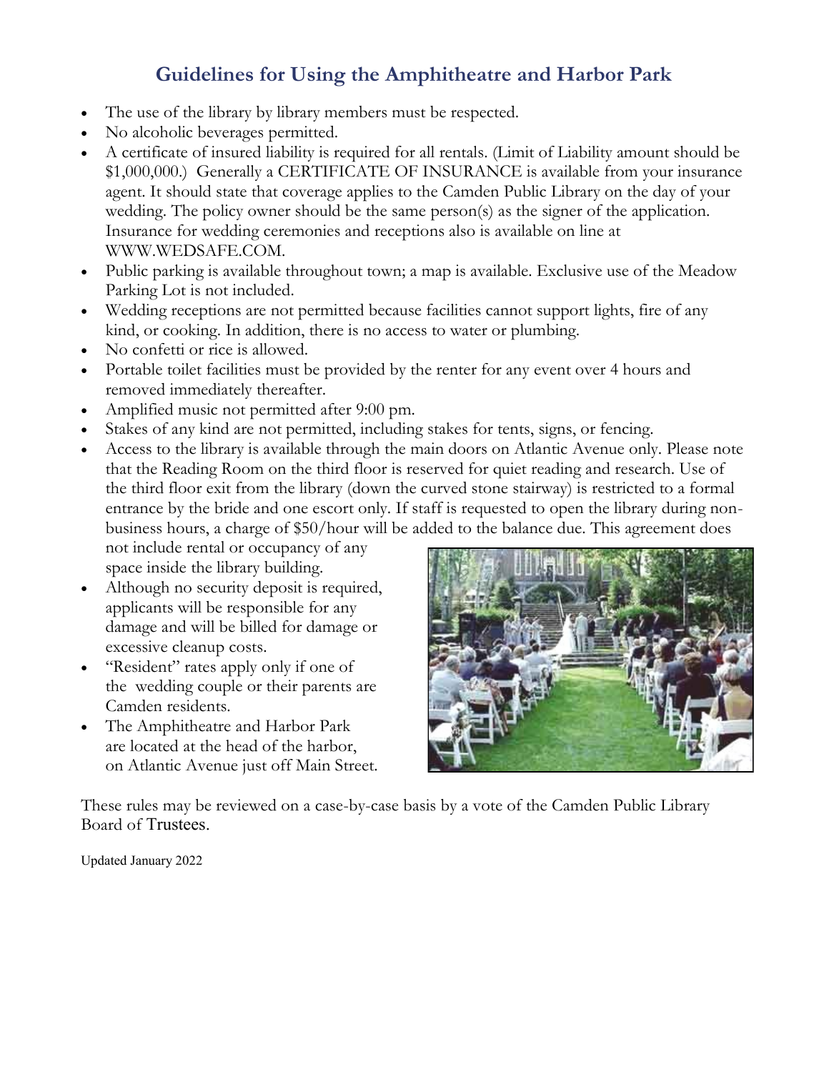## Guidelines for Using the Amphitheatre and Harbor Park

- The use of the library by library members must be respected.
- No alcoholic beverages permitted.
- A certificate of insured liability is required for all rentals. (Limit of Liability amount should be $1,000,000.) Generally a CERTIFICATE OF INSURANCE is available from your insurance agent. It should state that coverage applies to the Camden Public Library on the day of your wedding. The policy owner should be the same person(s) as the signer of the application. Insurance for wedding ceremonies and receptions also is available on line at WWW.WEDSAFE.COM.
- Public parking is available throughout town; a map is available. Exclusive use of the Meadow Parking Lot is not included.
- Wedding receptions are not permitted because facilities cannot support lights, fire of any kind, or cooking. In addition, there is no access to water or plumbing.
- No confetti or rice is allowed.
- Portable toilet facilities must be provided by the renter for any event over 4 hours and removed immediately thereafter.
- Amplified music not permitted after 9:00 pm.
- Stakes of any kind are not permitted, including stakes for tents, signs, or fencing.
- Access to the library is available through the main doors on Atlantic Avenue only. Please note that the Reading Room on the third floor is reserved for quiet reading and research. Use of the third floor exit from the library (down the curved stone stairway) is restricted to a formal entrance by the bride and one escort only. If staff is requested to open the library during non-business hours, a charge of $50/hour will be added to the balance due. This agreement does not include rental or occupancy of any space inside the library building.
- Although no security deposit is required, applicants will be responsible for any damage and will be billed for damage or excessive cleanup costs.
- "Resident" rates apply only if one of the wedding couple or their parents are Camden residents.
- The Amphitheatre and Harbor Park are located at the head of the harbor, on Atlantic Avenue just off Main Street.

These rules may be reviewed on a case-by-case basis by a vote of the Camden Public Library Board of Trustees.

Updated January 2022